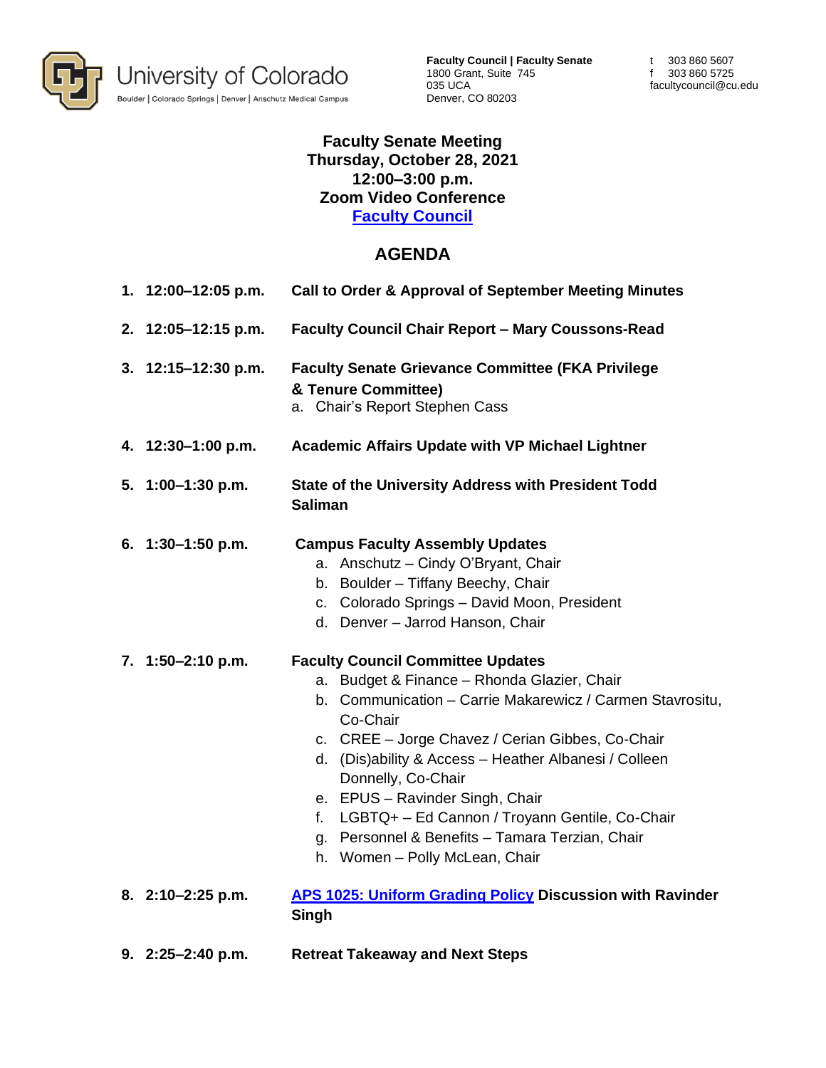University of Colorado
Boulder | Colorado Springs | Denver | Anschutz Medical Campus

**Faculty Council | Faculty Senate**
1800 Grant, Suite 745
035 UCA
Denver, CO 80203

t 303 860 5607
f 303 860 5725
facultycouncil@cu.edu

**Faculty Senate Meeting**
**Thursday, October 28, 2021**
**12:00–3:00 p.m.**
**Zoom Video Conference**
**Faculty Council**

## AGENDA

1. **12:00–12:05 p.m.** **Call to Order & Approval of September Meeting Minutes**

2. **12:05–12:15 p.m.** **Faculty Council Chair Report – Mary Coussons-Read**

3. **12:15–12:30 p.m.** **Faculty Senate Grievance Committee (FKA Privilege & Tenure Committee)**
   a. Chair's Report Stephen Cass

4. **12:30–1:00 p.m.** **Academic Affairs Update with VP Michael Lightner**

5. **1:00–1:30 p.m.** **State of the University Address with President Todd Saliman**

6. **1:30–1:50 p.m.** **Campus Faculty Assembly Updates**
   a. Anschutz – Cindy O'Bryant, Chair
   b. Boulder – Tiffany Beechy, Chair
   c. Colorado Springs – David Moon, President
   d. Denver – Jarrod Hanson, Chair

7. **1:50–2:10 p.m.** **Faculty Council Committee Updates**
   a. Budget & Finance – Rhonda Glazier, Chair
   b. Communication – Carrie Makarewicz / Carmen Stavrositu, Co-Chair
   c. CREE – Jorge Chavez / Cerian Gibbes, Co-Chair
   d. (Dis)ability & Access – Heather Albanesi / Colleen Donnelly, Co-Chair
   e. EPUS – Ravinder Singh, Chair
   f. LGBTQ+ – Ed Cannon / Troyann Gentile, Co-Chair
   g. Personnel & Benefits – Tamara Terzian, Chair
   h. Women – Polly McLean, Chair

8. **2:10–2:25 p.m.** **APS 1025: Uniform Grading Policy Discussion with Ravinder Singh**

9. **2:25–2:40 p.m.** **Retreat Takeaway and Next Steps**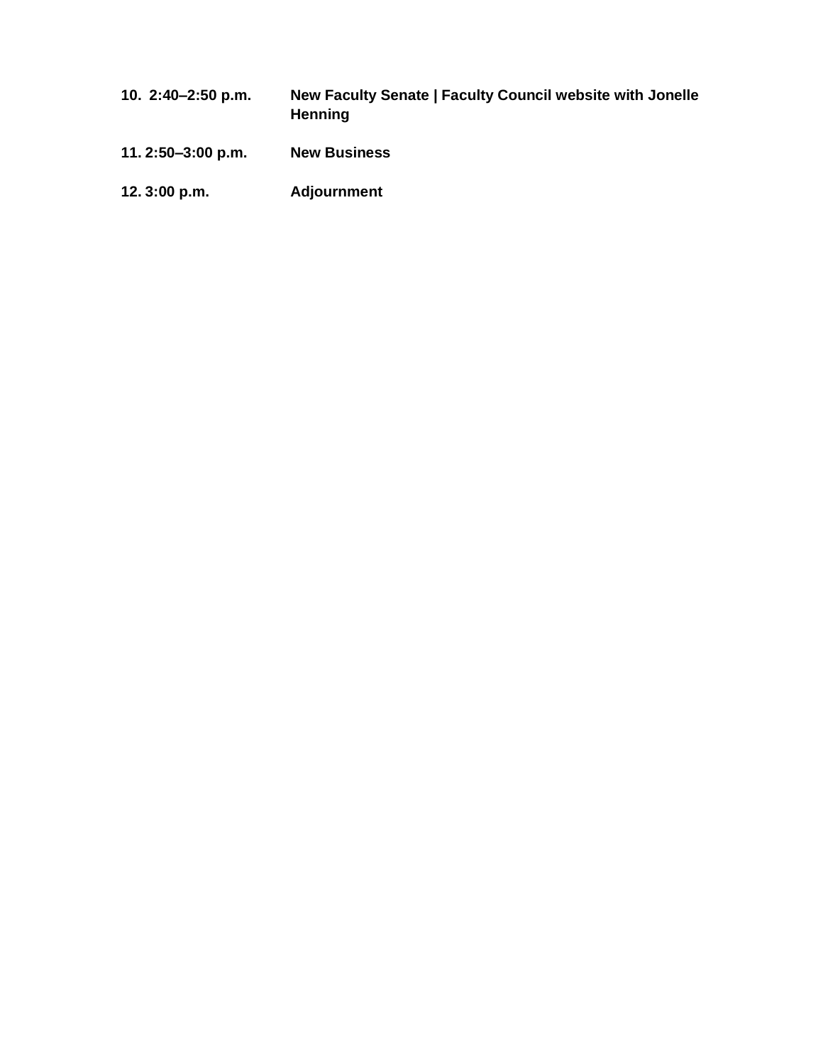10. **2:40–2:50 p.m.** **New Faculty Senate | Faculty Council website with Jonelle Henning**

11. **2:50–3:00 p.m.** **New Business**

12. **3:00 p.m.** **Adjournment**